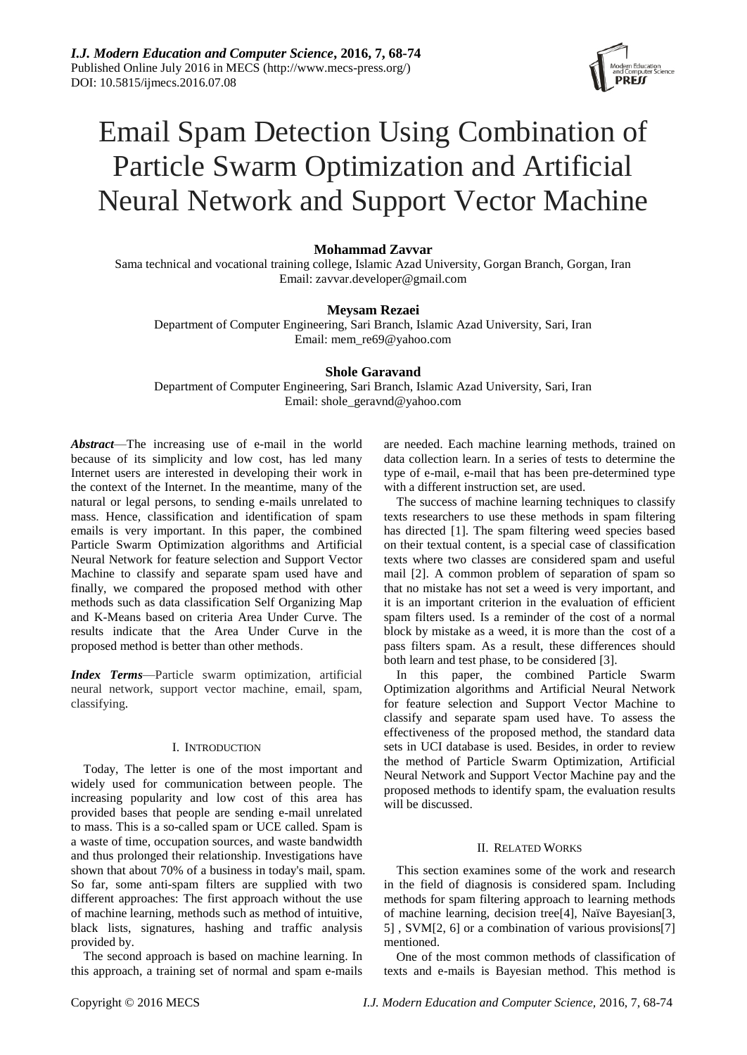# Email Spam Detection Using Combination of Particle Swarm Optimization and Artificial Neural Network and Support Vector Machine

**Mohammad Zavvar**

Sama technical and vocational training college, Islamic Azad University, Gorgan Branch, Gorgan, Iran
Email: zavvar.developer@gmail.com

**Meysam Rezaei**

Department of Computer Engineering, Sari Branch, Islamic Azad University, Sari, Iran
Email: mem_re69@yahoo.com

**Shole Garavand**

Department of Computer Engineering, Sari Branch, Islamic Azad University, Sari, Iran
Email: shole_geravnd@yahoo.com

***Abstract*—**The increasing use of e-mail in the world because of its simplicity and low cost, has led many Internet users are interested in developing their work in the context of the Internet. In the meantime, many of the natural or legal persons, to sending e-mails unrelated to mass. Hence, classification and identification of spam emails is very important. In this paper, the combined Particle Swarm Optimization algorithms and Artificial Neural Network for feature selection and Support Vector Machine to classify and separate spam used have and finally, we compared the proposed method with other methods such as data classification Self Organizing Map and K-Means based on criteria Area Under Curve. The results indicate that the Area Under Curve in the proposed method is better than other methods.

***Index Terms*—**Particle swarm optimization, artificial neural network, support vector machine, email, spam, classifying.

## I. Introduction

Today, The letter is one of the most important and widely used for communication between people. The increasing popularity and low cost of this area has provided bases that people are sending e-mail unrelated to mass. This is a so-called spam or UCE called. Spam is a waste of time, occupation sources, and waste bandwidth and thus prolonged their relationship. Investigations have shown that about 70% of a business in today's mail, spam. So far, some anti-spam filters are supplied with two different approaches: The first approach without the use of machine learning, methods such as method of intuitive, black lists, signatures, hashing and traffic analysis provided by.

The second approach is based on machine learning. In this approach, a training set of normal and spam e-mails are needed. Each machine learning methods, trained on data collection learn. In a series of tests to determine the type of e-mail, e-mail that has been pre-determined type with a different instruction set, are used.

The success of machine learning techniques to classify texts researchers to use these methods in spam filtering has directed [1]. The spam filtering weed species based on their textual content, is a special case of classification texts where two classes are considered spam and useful mail [2]. A common problem of separation of spam so that no mistake has not set a weed is very important, and it is an important criterion in the evaluation of efficient spam filters used. Is a reminder of the cost of a normal block by mistake as a weed, it is more than the cost of a pass filters spam. As a result, these differences should both learn and test phase, to be considered [3].

In this paper, the combined Particle Swarm Optimization algorithms and Artificial Neural Network for feature selection and Support Vector Machine to classify and separate spam used have. To assess the effectiveness of the proposed method, the standard data sets in UCI database is used. Besides, in order to review the method of Particle Swarm Optimization, Artificial Neural Network and Support Vector Machine pay and the proposed methods to identify spam, the evaluation results will be discussed.

## II. Related Works

This section examines some of the work and research in the field of diagnosis is considered spam. Including methods for spam filtering approach to learning methods of machine learning, decision tree[4], Naïve Bayesian[3, 5] , SVM[2, 6] or a combination of various provisions[7] mentioned.

One of the most common methods of classification of texts and e-mails is Bayesian method. This method is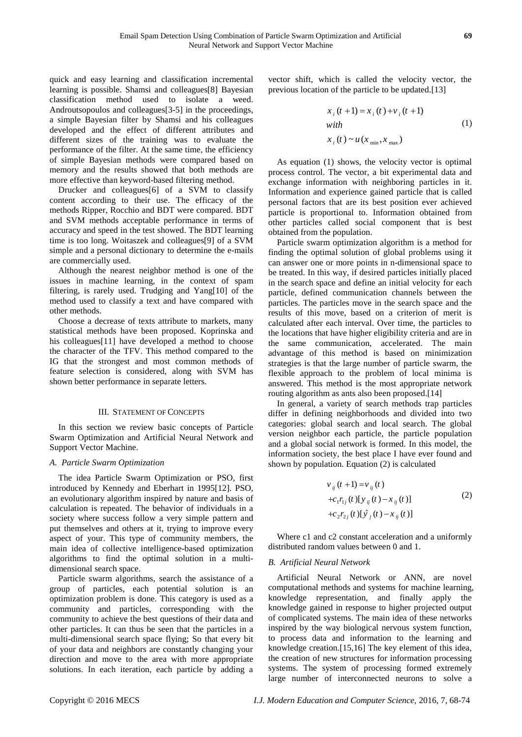quick and easy learning and classification incremental learning is possible. Shamsi and colleagues[8] Bayesian classification method used to isolate a weed. Androutsopoulos and colleagues[3-5] in the proceedings, a simple Bayesian filter by Shamsi and his colleagues developed and the effect of different attributes and different sizes of the training was to evaluate the performance of the filter. At the same time, the efficiency of simple Bayesian methods were compared based on memory and the results showed that both methods are more effective than keyword-based filtering method.

Drucker and colleagues[6] of a SVM to classify content according to their use. The efficacy of the methods Ripper, Rocchio and BDT were compared. BDT and SVM methods acceptable performance in terms of accuracy and speed in the test showed. The BDT learning time is too long. Woitaszek and colleagues[9] of a SVM simple and a personal dictionary to determine the e-mails are commercially used.

Although the nearest neighbor method is one of the issues in machine learning, in the context of spam filtering, is rarely used. Trudging and Yang[10] of the method used to classify a text and have compared with other methods.

Choose a decrease of texts attribute to markets, many statistical methods have been proposed. Koprinska and his colleagues[11] have developed a method to choose the character of the TFV. This method compared to the IG that the strongest and most common methods of feature selection is considered, along with SVM has shown better performance in separate letters.

## III. Statement of Concepts

In this section we review basic concepts of Particle Swarm Optimization and Artificial Neural Network and Support Vector Machine.

### *A. Particle Swarm Optimization*

The idea Particle Swarm Optimization or PSO, first introduced by Kennedy and Eberhart in 1995[12]. PSO, an evolutionary algorithm inspired by nature and basis of calculation is repeated. The behavior of individuals in a society where success follow a very simple pattern and put themselves and others at it, trying to improve every aspect of your. This type of community members, the main idea of collective intelligence-based optimization algorithms to find the optimal solution in a multi-dimensional search space.

Particle swarm algorithms, search the assistance of a group of particles, each potential solution is an optimization problem is done. This category is used as a community and particles, corresponding with the community to achieve the best questions of their data and other particles. It can thus be seen that the particles in a multi-dimensional search space flying; So that every bit of your data and neighbors are constantly changing your direction and move to the area with more appropriate solutions. In each iteration, each particle by adding a vector shift, which is called the velocity vector, the previous location of the particle to be updated.[13]

$$
\begin{aligned}
& x_i(t+1) = x_i(t) + v_i(t+1) \\
& with \\
& x_i(t) \sim u(x_{\min}, x_{\max})
\end{aligned}
\tag{1}
$$

As equation (1) shows, the velocity vector is optimal process control. The vector, a bit experimental data and exchange information with neighboring particles in it. Information and experience gained particle that is called personal factors that are its best position ever achieved particle is proportional to. Information obtained from other particles called social component that is best obtained from the population.

Particle swarm optimization algorithm is a method for finding the optimal solution of global problems using it can answer one or more points in n-dimensional space to be treated. In this way, if desired particles initially placed in the search space and define an initial velocity for each particle, defined communication channels between the particles. The particles move in the search space and the results of this move, based on a criterion of merit is calculated after each interval. Over time, the particles to the locations that have higher eligibility criteria and are in the same communication, accelerated. The main advantage of this method is based on minimization strategies is that the large number of particle swarm, the flexible approach to the problem of local minima is answered. This method is the most appropriate network routing algorithm as ants also been proposed.[14]

In general, a variety of search methods trap particles differ in defining neighborhoods and divided into two categories: global search and local search. The global version neighbor each particle, the particle population and a global social network is formed. In this model, the information society, the best place I have ever found and shown by population. Equation (2) is calculated

$$
\begin{aligned}
& v_{ij}(t+1) = v_{ij}(t) \\
& + c_1 r_{1j}(t)[y_{ij}(t) - x_{ij}(t)] \\
& + c_2 r_{2j}(t)[\hat{y}_j(t) - x_{ij}(t)]
\end{aligned}
\tag{2}
$$

Where c1 and c2 constant acceleration and a uniformly distributed random values between 0 and 1.

### *B. Artificial Neural Network*

Artificial Neural Network or ANN, are novel computational methods and systems for machine learning, knowledge representation, and finally apply the knowledge gained in response to higher projected output of complicated systems. The main idea of these networks inspired by the way biological nervous system function, to process data and information to the learning and knowledge creation.[15,16] The key element of this idea, the creation of new structures for information processing systems. The system of processing formed extremely large number of interconnected neurons to solve a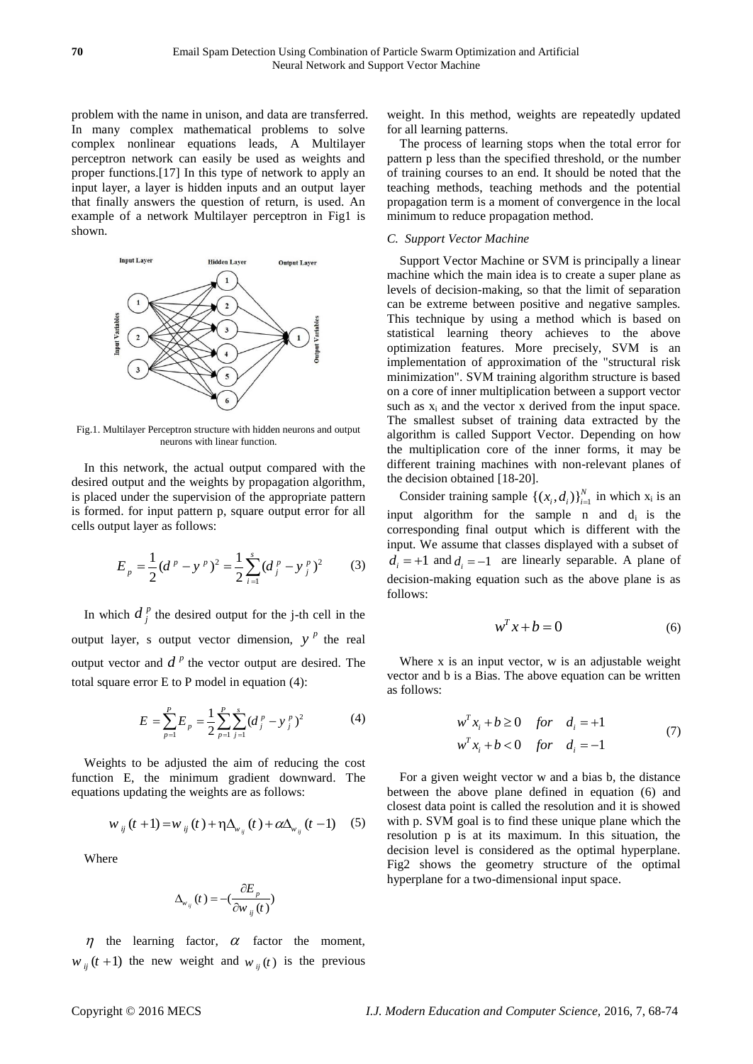problem with the name in unison, and data are transferred. In many complex mathematical problems to solve complex nonlinear equations leads, A Multilayer perceptron network can easily be used as weights and proper functions.[17] In this type of network to apply an input layer, a layer is hidden inputs and an output layer that finally answers the question of return, is used. An example of a network Multilayer perceptron in Fig1 is shown.

Fig.1. Multilayer Perceptron structure with hidden neurons and output neurons with linear function.

In this network, the actual output compared with the desired output and the weights by propagation algorithm, is placed under the supervision of the appropriate pattern is formed. for input pattern p, square output error for all cells output layer as follows:

$$E_p = \frac{1}{2}(d^p - y^p)^2 = \frac{1}{2}\sum_{i=1}^{s}(d_j^p - y_j^p)^2 \qquad (3)$$

In which $d_j^p$ the desired output for the j-th cell in the output layer, s output vector dimension, $y^p$ the real output vector and $d^p$ the vector output are desired. The total square error E to P model in equation (4):

$$E = \sum_{p=1}^{P} E_p = \frac{1}{2}\sum_{p=1}^{P}\sum_{j=1}^{s}(d_j^p - y_j^p)^2 \qquad (4)$$

Weights to be adjusted the aim of reducing the cost function E, the minimum gradient downward. The equations updating the weights are as follows:

$$w_{ij}(t+1) = w_{ij}(t) + \eta\Delta_{w_{ij}}(t) + \alpha\Delta_{w_{ij}}(t-1) \qquad (5)$$

Where

$$\Delta_{w_{ij}}(t) = -(\frac{\partial E_p}{\partial w_{ij}(t)})$$

$\eta$ the learning factor, $\alpha$ factor the moment, $w_{ij}(t+1)$ the new weight and $w_{ij}(t)$ is the previous weight. In this method, weights are repeatedly updated for all learning patterns.

The process of learning stops when the total error for pattern p less than the specified threshold, or the number of training courses to an end. It should be noted that the teaching methods, teaching methods and the potential propagation term is a moment of convergence in the local minimum to reduce propagation method.

### *C. Support Vector Machine*

Support Vector Machine or SVM is principally a linear machine which the main idea is to create a super plane as levels of decision-making, so that the limit of separation can be extreme between positive and negative samples. This technique by using a method which is based on statistical learning theory achieves to the above optimization features. More precisely, SVM is an implementation of approximation of the "structural risk minimization". SVM training algorithm structure is based on a core of inner multiplication between a support vector such as $x_i$ and the vector x derived from the input space. The smallest subset of training data extracted by the algorithm is called Support Vector. Depending on how the multiplication core of the inner forms, it may be different training machines with non-relevant planes of the decision obtained [18-20].

Consider training sample $\{(x_i, d_i)\}_{i=1}^{N}$ in which $x_i$ is an input algorithm for the sample n and $d_i$ is the corresponding final output which is different with the input. We assume that classes displayed with a subset of $d_i = +1$ and $d_i = -1$ are linearly separable. A plane of decision-making equation such as the above plane is as follows:

$$w^T x + b = 0 \qquad (6)$$

Where x is an input vector, w is an adjustable weight vector and b is a Bias. The above equation can be written as follows:

$$\begin{aligned} w^T x_i + b \geq 0 \quad for \quad d_i = +1 \\ w^T x_i + b < 0 \quad for \quad d_i = -1 \end{aligned} \qquad (7)$$

For a given weight vector w and a bias b, the distance between the above plane defined in equation (6) and closest data point is called the resolution and it is showed with p. SVM goal is to find these unique plane which the resolution p is at its maximum. In this situation, the decision level is considered as the optimal hyperplane. Fig2 shows the geometry structure of the optimal hyperplane for a two-dimensional input space.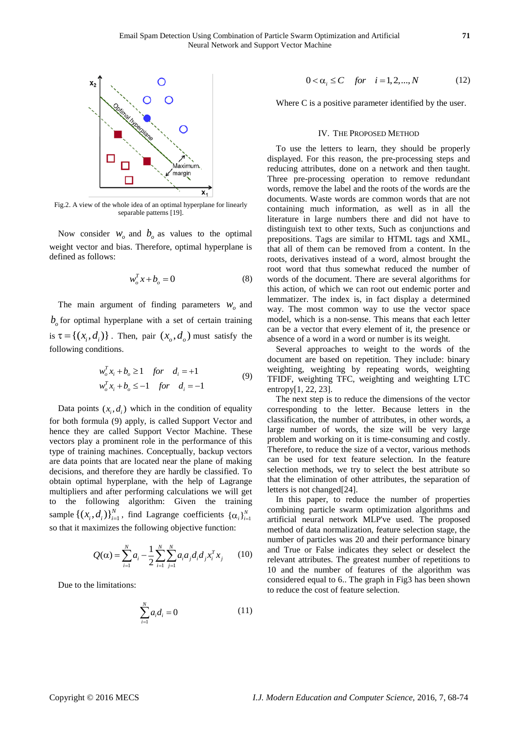Fig.2. A view of the whole idea of an optimal hyperplane for linearly separable patterns [19].

Now consider $w_o$ and $b_o$ as values to the optimal weight vector and bias. Therefore, optimal hyperplane is defined as follows:

$$w_o^T x + b_o = 0 \tag{8}$$

The main argument of finding parameters $w_o$ and $b_o$ for optimal hyperplane with a set of certain training is $\tau = \{(x_i, d_i)\}$. Then, pair $(x_o, d_o)$ must satisfy the following conditions.

$$\begin{aligned} w_o^T x_i + b_o &\geq 1 \quad for \quad d_i = +1 \\ w_o^T x_i + b_o &\leq -1 \quad for \quad d_i = -1 \end{aligned} \tag{9}$$

Data points $(x_i, d_i)$ which in the condition of equality for both formula (9) apply, is called Support Vector and hence they are called Support Vector Machine. These vectors play a prominent role in the performance of this type of training machines. Conceptually, backup vectors are data points that are located near the plane of making decisions, and therefore they are hardly be classified. To obtain optimal hyperplane, with the help of Lagrange multipliers and after performing calculations we will get to the following algorithm: Given the training sample $\{(x_i, d_i)\}_{i=1}^{N}$, find Lagrange coefficients $\{\alpha_i\}_{i=1}^{N}$ so that it maximizes the following objective function:

$$Q(\alpha) = \sum_{i=1}^{N} a_i - \frac{1}{2} \sum_{i=1}^{N} \sum_{j=1}^{N} a_i a_j d_i d_j x_i^T x_j \tag{10}$$

Due to the limitations:

$$\sum_{i=1}^{N} a_i d_i = 0 \tag{11}$$

$$0 < \alpha_i \leq C \quad for \quad i = 1, 2, ..., N \tag{12}$$

Where C is a positive parameter identified by the user.

## IV. The Proposed Method

To use the letters to learn, they should be properly displayed. For this reason, the pre-processing steps and reducing attributes, done on a network and then taught. Three pre-processing operation to remove redundant words, remove the label and the roots of the words are the documents. Waste words are common words that are not containing much information, as well as in all the literature in large numbers there and did not have to distinguish text to other texts, Such as conjunctions and prepositions. Tags are similar to HTML tags and XML, that all of them can be removed from a content. In the roots, derivatives instead of a word, almost brought the root word that thus somewhat reduced the number of words of the document. There are several algorithms for this action, of which we can root out endemic porter and lemmatizer. The index is, in fact display a determined way. The most common way to use the vector space model, which is a non-sense. This means that each letter can be a vector that every element of it, the presence or absence of a word in a word or number is its weight.

Several approaches to weight to the words of the document are based on repetition. They include: binary weighting, weighting by repeating words, weighting TFIDF, weighting TFC, weighting and weighting LTC entropy[1, 22, 23].

The next step is to reduce the dimensions of the vector corresponding to the letter. Because letters in the classification, the number of attributes, in other words, a large number of words, the size will be very large problem and working on it is time-consuming and costly. Therefore, to reduce the size of a vector, various methods can be used for text feature selection. In the feature selection methods, we try to select the best attribute so that the elimination of other attributes, the separation of letters is not changed[24].

In this paper, to reduce the number of properties combining particle swarm optimization algorithms and artificial neural network MLP've used. The proposed method of data normalization, feature selection stage, the number of particles was 20 and their performance binary and True or False indicates they select or deselect the relevant attributes. The greatest number of repetitions to 10 and the number of features of the algorithm was considered equal to 6.. The graph in Fig3 has been shown to reduce the cost of feature selection.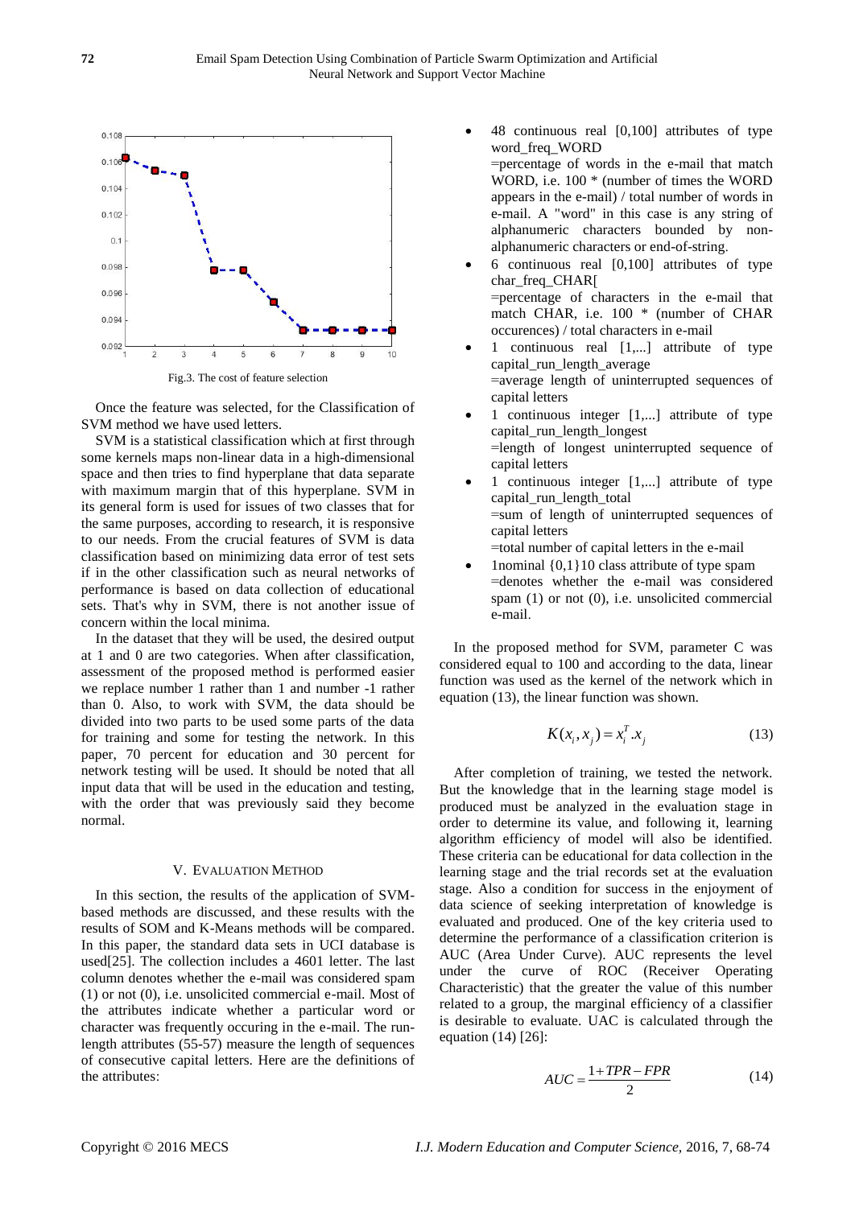Fig.3. The cost of feature selection

Once the feature was selected, for the Classification of SVM method we have used letters.

SVM is a statistical classification which at first through some kernels maps non-linear data in a high-dimensional space and then tries to find hyperplane that data separate with maximum margin that of this hyperplane. SVM in its general form is used for issues of two classes that for the same purposes, according to research, it is responsive to our needs. From the crucial features of SVM is data classification based on minimizing data error of test sets if in the other classification such as neural networks of performance is based on data collection of educational sets. That's why in SVM, there is not another issue of concern within the local minima.

In the dataset that they will be used, the desired output at 1 and 0 are two categories. When after classification, assessment of the proposed method is performed easier we replace number 1 rather than 1 and number -1 rather than 0. Also, to work with SVM, the data should be divided into two parts to be used some parts of the data for training and some for testing the network. In this paper, 70 percent for education and 30 percent for network testing will be used. It should be noted that all input data that will be used in the education and testing, with the order that was previously said they become normal.

## V. Evaluation Method

In this section, the results of the application of SVM-based methods are discussed, and these results with the results of SOM and K-Means methods will be compared. In this paper, the standard data sets in UCI database is used[25]. The collection includes a 4601 letter. The last column denotes whether the e-mail was considered spam (1) or not (0), i.e. unsolicited commercial e-mail. Most of the attributes indicate whether a particular word or character was frequently occuring in the e-mail. The run-length attributes (55-57) measure the length of sequences of consecutive capital letters. Here are the definitions of the attributes:

- 48 continuous real [0,100] attributes of type word_freq_WORD
  =percentage of words in the e-mail that match WORD, i.e. 100 * (number of times the WORD appears in the e-mail) / total number of words in e-mail. A "word" in this case is any string of alphanumeric characters bounded by non-alphanumeric characters or end-of-string.
- 6 continuous real [0,100] attributes of type char_freq_CHAR[
  =percentage of characters in the e-mail that match CHAR, i.e. 100 * (number of CHAR occurences) / total characters in e-mail
- 1 continuous real [1,...] attribute of type capital_run_length_average
  =average length of uninterrupted sequences of capital letters
- 1 continuous integer [1,...] attribute of type capital_run_length_longest
  =length of longest uninterrupted sequence of capital letters
- 1 continuous integer [1,...] attribute of type capital_run_length_total
  =sum of length of uninterrupted sequences of capital letters
  =total number of capital letters in the e-mail
- 1nominal {0,1}10 class attribute of type spam
  =denotes whether the e-mail was considered spam (1) or not (0), i.e. unsolicited commercial e-mail.

In the proposed method for SVM, parameter C was considered equal to 100 and according to the data, linear function was used as the kernel of the network which in equation (13), the linear function was shown.

$$K(x_i, x_j) = x_i^T . x_j \tag{13}$$

After completion of training, we tested the network. But the knowledge that in the learning stage model is produced must be analyzed in the evaluation stage in order to determine its value, and following it, learning algorithm efficiency of model will also be identified. These criteria can be educational for data collection in the learning stage and the trial records set at the evaluation stage. Also a condition for success in the enjoyment of data science of seeking interpretation of knowledge is evaluated and produced. One of the key criteria used to determine the performance of a classification criterion is AUC (Area Under Curve). AUC represents the level under the curve of ROC (Receiver Operating Characteristic) that the greater the value of this number related to a group, the marginal efficiency of a classifier is desirable to evaluate. UAC is calculated through the equation (14) [26]:

$$AUC = \frac{1 + TPR - FPR}{2} \tag{14}$$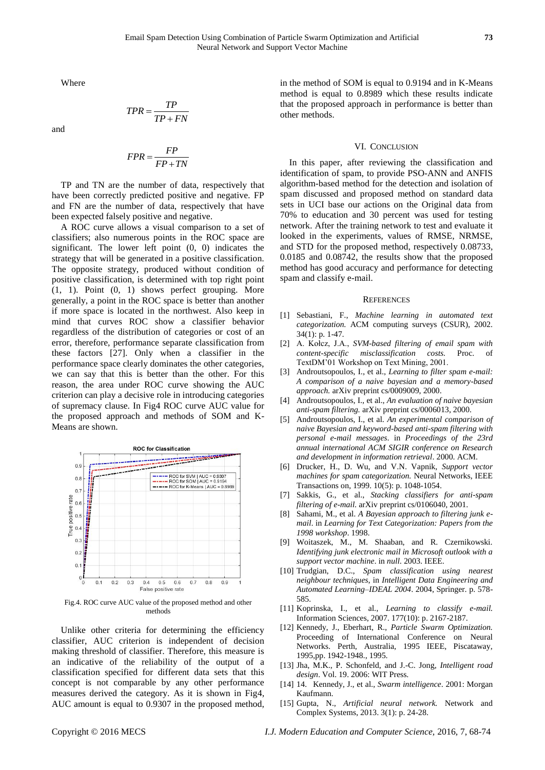Where

$$TPR = \frac{TP}{TP + FN}$$

and

$$FPR = \frac{FP}{FP + TN}$$

TP and TN are the number of data, respectively that have been correctly predicted positive and negative. FP and FN are the number of data, respectively that have been expected falsely positive and negative.

A ROC curve allows a visual comparison to a set of classifiers; also numerous points in the ROC space are significant. The lower left point (0, 0) indicates the strategy that will be generated in a positive classification. The opposite strategy, produced without condition of positive classification, is determined with top right point (1, 1). Point (0, 1) shows perfect grouping. More generally, a point in the ROC space is better than another if more space is located in the northwest. Also keep in mind that curves ROC show a classifier behavior regardless of the distribution of categories or cost of an error, therefore, performance separate classification from these factors [27]. Only when a classifier in the performance space clearly dominates the other categories, we can say that this is better than the other. For this reason, the area under ROC curve showing the AUC criterion can play a decisive role in introducing categories of supremacy clause. In Fig4 ROC curve AUC value for the proposed approach and methods of SOM and K-Means are shown.

Fig.4. ROC curve AUC value of the proposed method and other methods

Unlike other criteria for determining the efficiency classifier, AUC criterion is independent of decision making threshold of classifier. Therefore, this measure is an indicative of the reliability of the output of a classification specified for different data sets that this concept is not comparable by any other performance measures derived the category. As it is shown in Fig4, AUC amount is equal to 0.9307 in the proposed method, in the method of SOM is equal to 0.9194 and in K-Means method is equal to 0.8989 which these results indicate that the proposed approach in performance is better than other methods.

## VI. Conclusion

In this paper, after reviewing the classification and identification of spam, to provide PSO-ANN and ANFIS algorithm-based method for the detection and isolation of spam discussed and proposed method on standard data sets in UCI base our actions on the Original data from 70% to education and 30 percent was used for testing network. After the training network to test and evaluate it looked in the experiments, values of RMSE, NRMSE, and STD for the proposed method, respectively 0.08733, 0.0185 and 0.08742, the results show that the proposed method has good accuracy and performance for detecting spam and classify e-mail.

## References

[1] Sebastiani, F., *Machine learning in automated text categorization.* ACM computing surveys (CSUR), 2002. 34(1): p. 1-47.

[2] A. Kołcz, J.A., *SVM-based filtering of email spam with content-specific misclassification costs.* Proc. of TextDM'01 Workshop on Text Mining, 2001.

[3] Androutsopoulos, I., et al., *Learning to filter spam e-mail: A comparison of a naive bayesian and a memory-based approach.* arXiv preprint cs/0009009, 2000.

[4] Androutsopoulos, I., et al., *An evaluation of naive bayesian anti-spam filtering.* arXiv preprint cs/0006013, 2000.

[5] Androutsopoulos, I., et al. *An experimental comparison of naive Bayesian and keyword-based anti-spam filtering with personal e-mail messages*. in *Proceedings of the 23rd annual international ACM SIGIR conference on Research and development in information retrieval*. 2000. ACM.

[6] Drucker, H., D. Wu, and V.N. Vapnik, *Support vector machines for spam categorization.* Neural Networks, IEEE Transactions on, 1999. 10(5): p. 1048-1054.

[7] Sakkis, G., et al., *Stacking classifiers for anti-spam filtering of e-mail.* arXiv preprint cs/0106040, 2001.

[8] Sahami, M., et al. *A Bayesian approach to filtering junk e-mail*. in *Learning for Text Categorization: Papers from the 1998 workshop*. 1998.

[9] Woitaszek, M., M. Shaaban, and R. Czernikowski. *Identifying junk electronic mail in Microsoft outlook with a support vector machine*. in *null*. 2003. IEEE.

[10] Trudgian, D.C., *Spam classification using nearest neighbour techniques*, in *Intelligent Data Engineering and Automated Learning–IDEAL 2004*. 2004, Springer. p. 578-585.

[11] Koprinska, I., et al., *Learning to classify e-mail.* Information Sciences, 2007. 177(10): p. 2167-2187.

[12] Kennedy, J., Eberhart, R., *Particle Swarm Optimization.* Proceeding of International Conference on Neural Networks. Perth, Australia, 1995 IEEE, Piscataway, 1995,pp. 1942-1948., 1995.

[13] Jha, M.K., P. Schonfeld, and J.-C. Jong, *Intelligent road design*. Vol. 19. 2006: WIT Press.

[14] 14. Kennedy, J., et al., *Swarm intelligence*. 2001: Morgan Kaufmann.

[15] Gupta, N., *Artificial neural network.* Network and Complex Systems, 2013. 3(1): p. 24-28.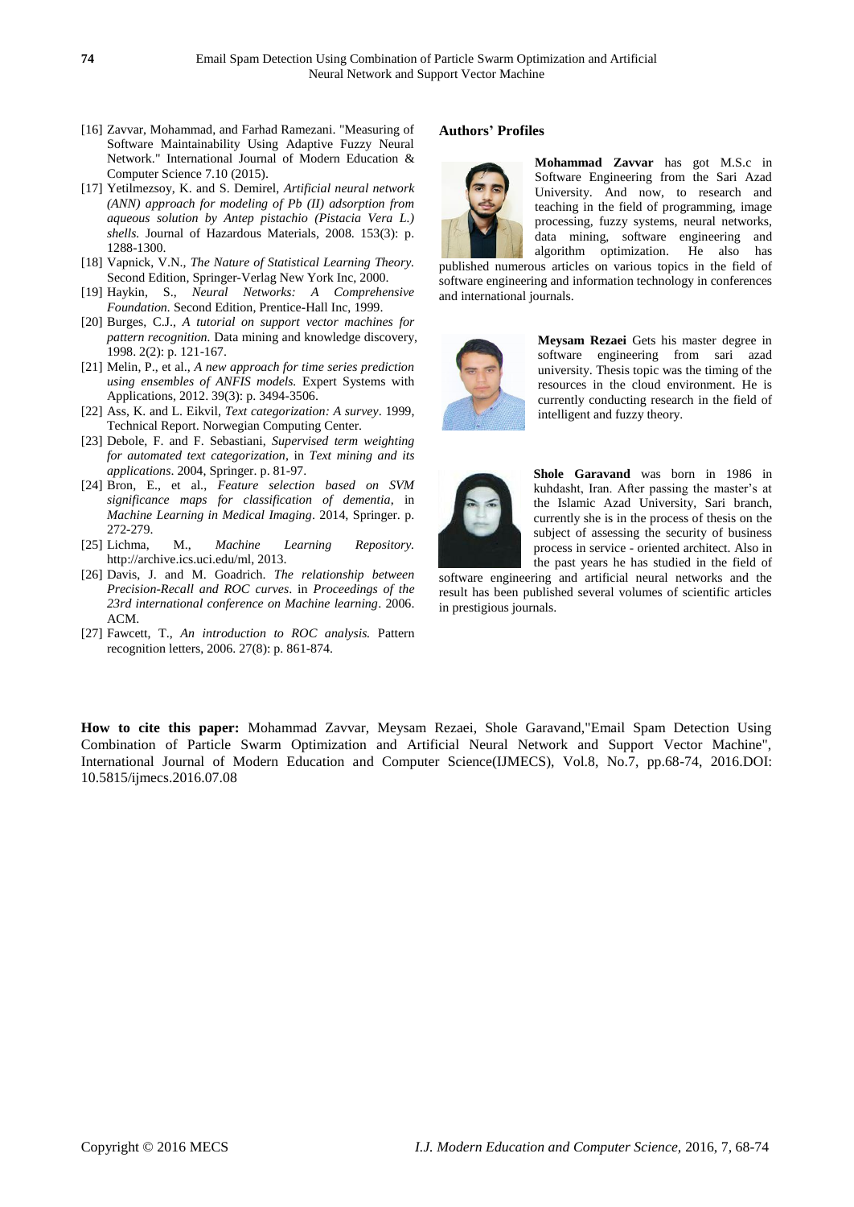[16] Zavvar, Mohammad, and Farhad Ramezani. "Measuring of Software Maintainability Using Adaptive Fuzzy Neural Network." International Journal of Modern Education & Computer Science 7.10 (2015).

[17] Yetilmezsoy, K. and S. Demirel, *Artificial neural network (ANN) approach for modeling of Pb (II) adsorption from aqueous solution by Antep pistachio (Pistacia Vera L.) shells.* Journal of Hazardous Materials, 2008. 153(3): p. 1288-1300.

[18] Vapnick, V.N., *The Nature of Statistical Learning Theory.* Second Edition, Springer-Verlag New York Inc, 2000.

[19] Haykin, S., *Neural Networks: A Comprehensive Foundation.* Second Edition, Prentice-Hall Inc, 1999.

[20] Burges, C.J., *A tutorial on support vector machines for pattern recognition.* Data mining and knowledge discovery, 1998. 2(2): p. 121-167.

[21] Melin, P., et al., *A new approach for time series prediction using ensembles of ANFIS models.* Expert Systems with Applications, 2012. 39(3): p. 3494-3506.

[22] Ass, K. and L. Eikvil, *Text categorization: A survey*. 1999, Technical Report. Norwegian Computing Center.

[23] Debole, F. and F. Sebastiani, *Supervised term weighting for automated text categorization*, in *Text mining and its applications*. 2004, Springer. p. 81-97.

[24] Bron, E., et al., *Feature selection based on SVM significance maps for classification of dementia*, in *Machine Learning in Medical Imaging*. 2014, Springer. p. 272-279.

[25] Lichma, M., *Machine Learning Repository.* http://archive.ics.uci.edu/ml, 2013.

[26] Davis, J. and M. Goadrich. *The relationship between Precision-Recall and ROC curves*. in *Proceedings of the 23rd international conference on Machine learning*. 2006. ACM.

[27] Fawcett, T., *An introduction to ROC analysis.* Pattern recognition letters, 2006. 27(8): p. 861-874.

**Authors' Profiles**

**Mohammad Zavvar** has got M.S.c in Software Engineering from the Sari Azad University. And now, to research and teaching in the field of programming, image processing, fuzzy systems, neural networks, data mining, software engineering and algorithm optimization. He also has published numerous articles on various topics in the field of software engineering and information technology in conferences and international journals.

**Meysam Rezaei** Gets his master degree in software engineering from sari azad university. Thesis topic was the timing of the resources in the cloud environment. He is currently conducting research in the field of intelligent and fuzzy theory.

**Shole Garavand** was born in 1986 in kuhdasht, Iran. After passing the master's at the Islamic Azad University, Sari branch, currently she is in the process of thesis on the subject of assessing the security of business process in service - oriented architect. Also in the past years he has studied in the field of software engineering and artificial neural networks and the result has been published several volumes of scientific articles in prestigious journals.

**How to cite this paper:** Mohammad Zavvar, Meysam Rezaei, Shole Garavand,"Email Spam Detection Using Combination of Particle Swarm Optimization and Artificial Neural Network and Support Vector Machine", International Journal of Modern Education and Computer Science(IJMECS), Vol.8, No.7, pp.68-74, 2016.DOI: 10.5815/ijmecs.2016.07.08